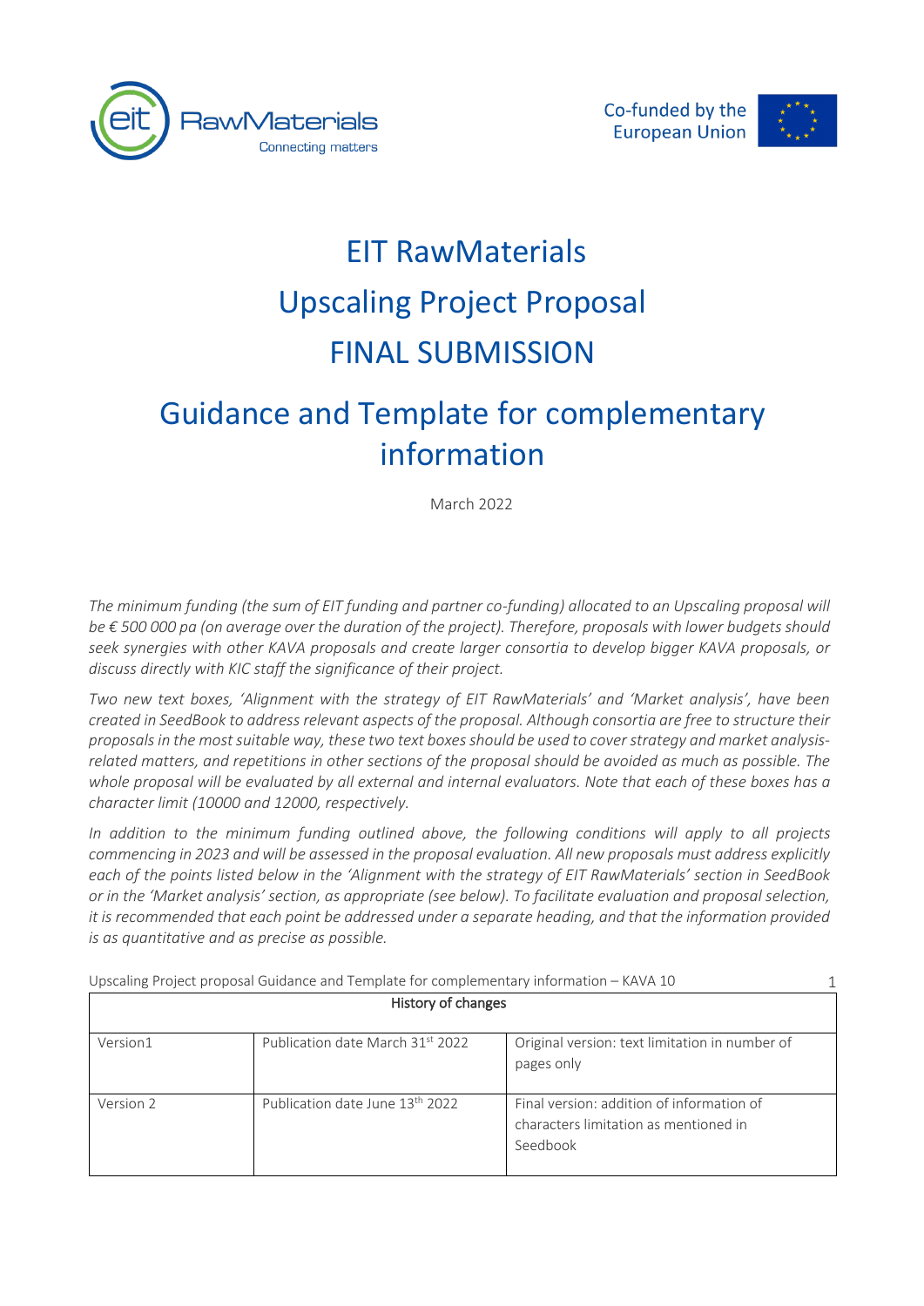# EIT RawMaterials
# Upscaling Project Proposal
# FINAL SUBMISSION

## Guidance and Template for complementary information

March 2022

*The minimum funding (the sum of EIT funding and partner co-funding) allocated to an Upscaling proposal will be € 500 000 pa (on average over the duration of the project). Therefore, proposals with lower budgets should seek synergies with other KAVA proposals and create larger consortia to develop bigger KAVA proposals, or discuss directly with KIC staff the significance of their project.*

*Two new text boxes, 'Alignment with the strategy of EIT RawMaterials' and 'Market analysis', have been created in SeedBook to address relevant aspects of the proposal. Although consortia are free to structure their proposals in the most suitable way, these two text boxes should be used to cover strategy and market analysis-related matters, and repetitions in other sections of the proposal should be avoided as much as possible. The whole proposal will be evaluated by all external and internal evaluators. Note that each of these boxes has a character limit (10000 and 12000, respectively.*

*In addition to the minimum funding outlined above, the following conditions will apply to all projects commencing in 2023 and will be assessed in the proposal evaluation. All new proposals must address explicitly each of the points listed below in the 'Alignment with the strategy of EIT RawMaterials' section in SeedBook or in the 'Market analysis' section, as appropriate (see below). To facilitate evaluation and proposal selection, it is recommended that each point be addressed under a separate heading, and that the information provided is as quantitative and as precise as possible.*

| History of changes | | |
|---|---|---|
| Version1 | Publication date March 31st 2022 | Original version: text limitation in number of pages only |
| Version 2 | Publication date June 13th 2022 | Final version: addition of information of characters limitation as mentioned in Seedbook |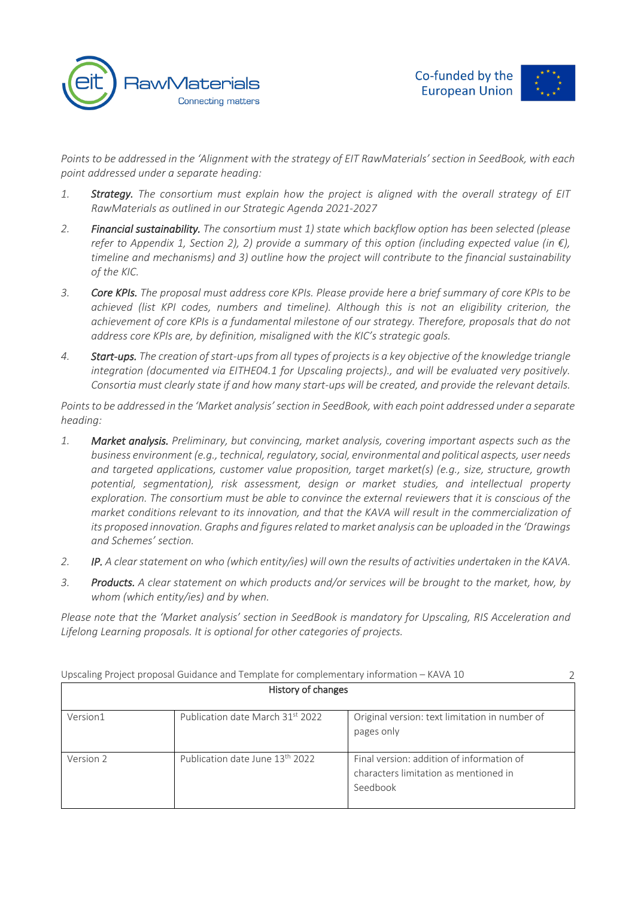*Points to be addressed in the 'Alignment with the strategy of EIT RawMaterials' section in SeedBook, with each point addressed under a separate heading:*

1. ***Strategy.*** *The consortium must explain how the project is aligned with the overall strategy of EIT RawMaterials as outlined in our Strategic Agenda 2021-2027*
2. ***Financial sustainability.*** *The consortium must 1) state which backflow option has been selected (please refer to Appendix 1, Section 2), 2) provide a summary of this option (including expected value (in €), timeline and mechanisms) and 3) outline how the project will contribute to the financial sustainability of the KIC.*
3. ***Core KPIs.*** *The proposal must address core KPIs. Please provide here a brief summary of core KPIs to be achieved (list KPI codes, numbers and timeline). Although this is not an eligibility criterion, the achievement of core KPIs is a fundamental milestone of our strategy. Therefore, proposals that do not address core KPIs are, by definition, misaligned with the KIC's strategic goals.*
4. ***Start-ups.*** *The creation of start-ups from all types of projects is a key objective of the knowledge triangle integration (documented via EITHE04.1 for Upscaling projects)., and will be evaluated very positively. Consortia must clearly state if and how many start-ups will be created, and provide the relevant details.*

*Points to be addressed in the 'Market analysis' section in SeedBook, with each point addressed under a separate heading:*

1. ***Market analysis.*** *Preliminary, but convincing, market analysis, covering important aspects such as the business environment (e.g., technical, regulatory, social, environmental and political aspects, user needs and targeted applications, customer value proposition, target market(s) (e.g., size, structure, growth potential, segmentation), risk assessment, design or market studies, and intellectual property exploration. The consortium must be able to convince the external reviewers that it is conscious of the market conditions relevant to its innovation, and that the KAVA will result in the commercialization of its proposed innovation. Graphs and figures related to market analysis can be uploaded in the 'Drawings and Schemes' section.*
2. ***IP.*** *A clear statement on who (which entity/ies) will own the results of activities undertaken in the KAVA.*
3. ***Products.*** *A clear statement on which products and/or services will be brought to the market, how, by whom (which entity/ies) and by when.*

*Please note that the 'Market analysis' section in SeedBook is mandatory for Upscaling, RIS Acceleration and Lifelong Learning proposals. It is optional for other categories of projects.*

| History of changes | | |
|---|---|---|
| Version1 | Publication date March 31st 2022 | Original version: text limitation in number of pages only |
| Version 2 | Publication date June 13th 2022 | Final version: addition of information of characters limitation as mentioned in Seedbook |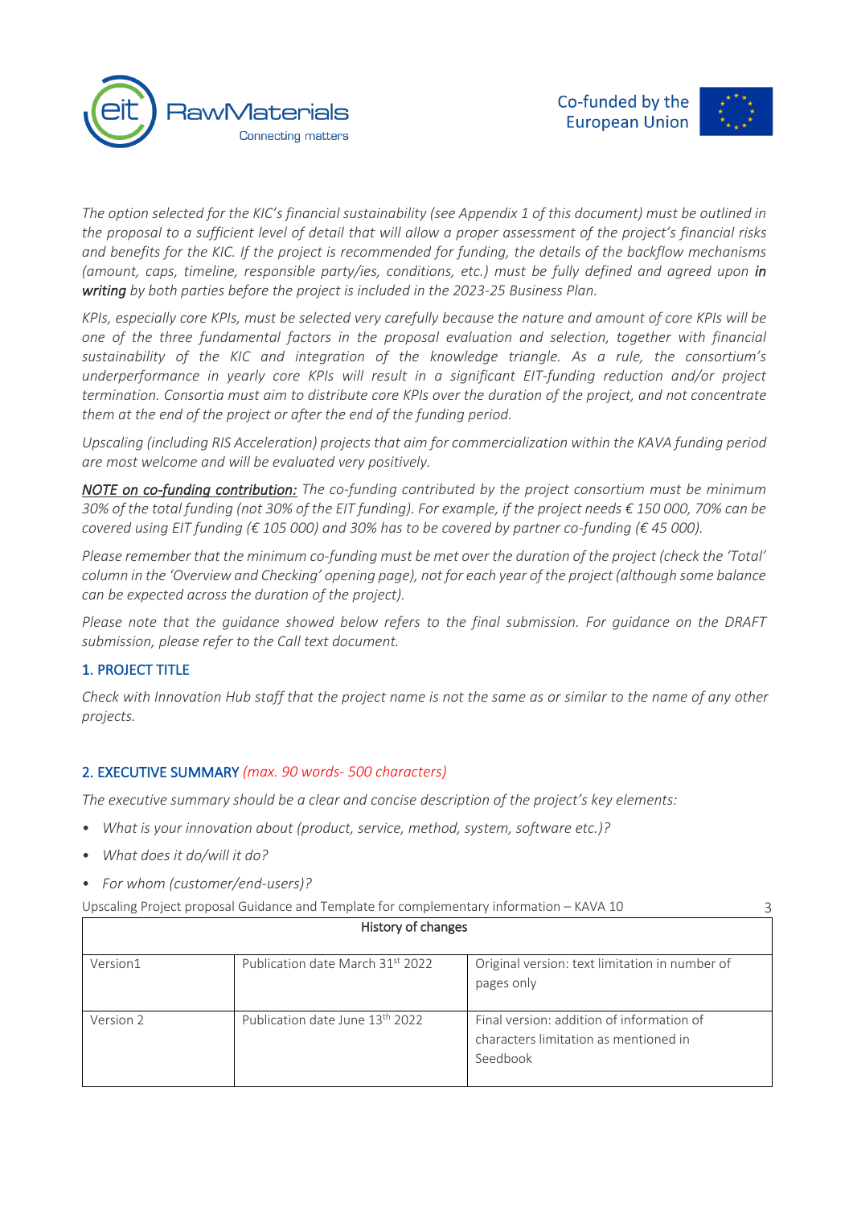*The option selected for the KIC's financial sustainability (see Appendix 1 of this document) must be outlined in the proposal to a sufficient level of detail that will allow a proper assessment of the project's financial risks and benefits for the KIC. If the project is recommended for funding, the details of the backflow mechanisms (amount, caps, timeline, responsible party/ies, conditions, etc.) must be fully defined and agreed upon* ***in writing*** *by both parties before the project is included in the 2023-25 Business Plan.*

*KPIs, especially core KPIs, must be selected very carefully because the nature and amount of core KPIs will be one of the three fundamental factors in the proposal evaluation and selection, together with financial sustainability of the KIC and integration of the knowledge triangle. As a rule, the consortium's underperformance in yearly core KPIs will result in a significant EIT-funding reduction and/or project termination. Consortia must aim to distribute core KPIs over the duration of the project, and not concentrate them at the end of the project or after the end of the funding period.*

*Upscaling (including RIS Acceleration) projects that aim for commercialization within the KAVA funding period are most welcome and will be evaluated very positively.*

***NOTE on co-funding contribution:*** *The co-funding contributed by the project consortium must be minimum 30% of the total funding (not 30% of the EIT funding). For example, if the project needs € 150 000, 70% can be covered using EIT funding (€ 105 000) and 30% has to be covered by partner co-funding (€ 45 000).*

*Please remember that the minimum co-funding must be met over the duration of the project (check the 'Total' column in the 'Overview and Checking' opening page), not for each year of the project (although some balance can be expected across the duration of the project).*

*Please note that the guidance showed below refers to the final submission. For guidance on the DRAFT submission, please refer to the Call text document.*

## 1. PROJECT TITLE

*Check with Innovation Hub staff that the project name is not the same as or similar to the name of any other projects.*

## 2. EXECUTIVE SUMMARY *(max. 90 words- 500 characters)*

*The executive summary should be a clear and concise description of the project's key elements:*

- *What is your innovation about (product, service, method, system, software etc.)?*
- *What does it do/will it do?*
- *For whom (customer/end-users)?*

| History of changes | | |
|---|---|---|
| Version1 | Publication date March 31st 2022 | Original version: text limitation in number of pages only |
| Version 2 | Publication date June 13th 2022 | Final version: addition of information of characters limitation as mentioned in Seedbook |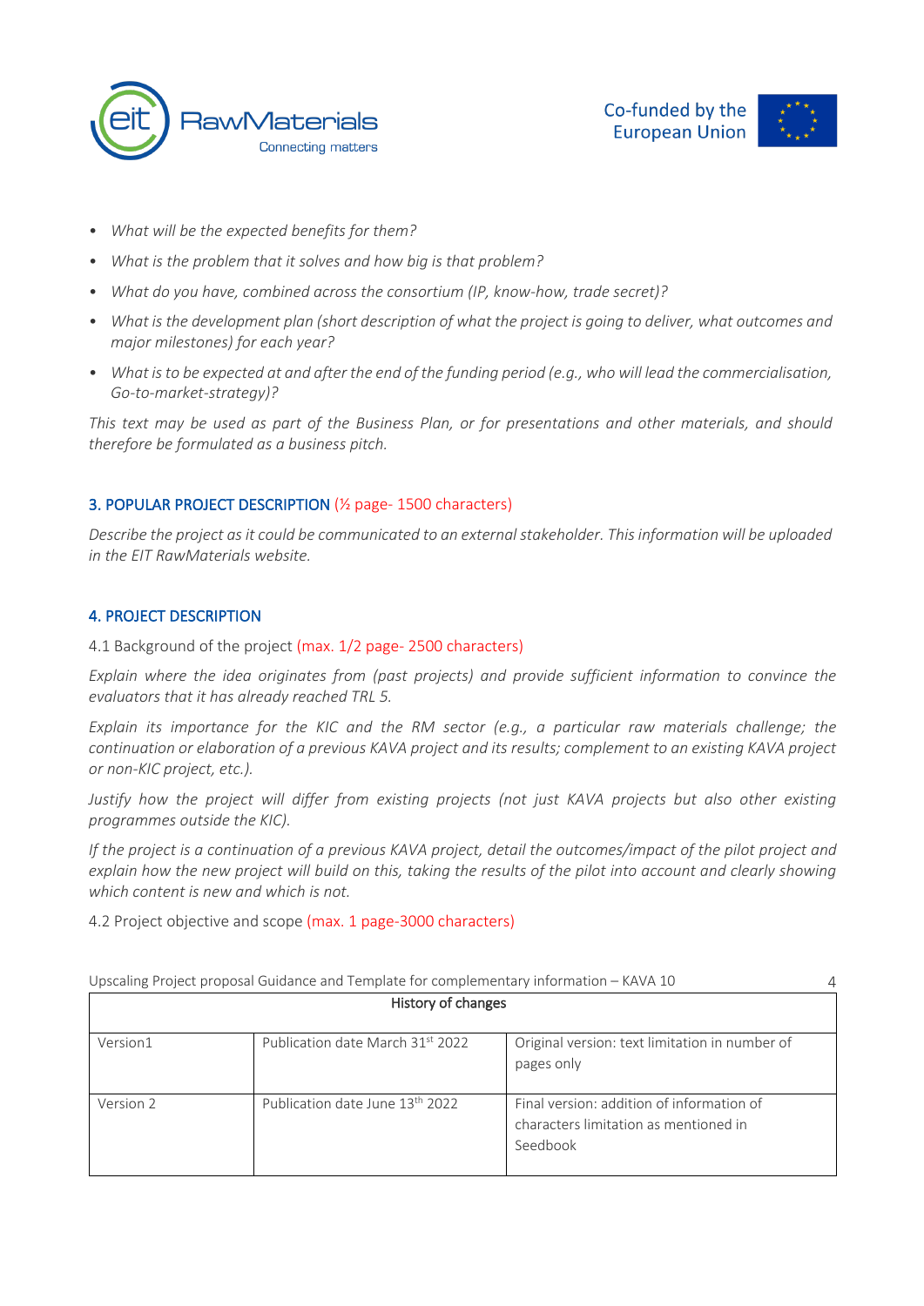- *What will be the expected benefits for them?*
- *What is the problem that it solves and how big is that problem?*
- *What do you have, combined across the consortium (IP, know-how, trade secret)?*
- *What is the development plan (short description of what the project is going to deliver, what outcomes and major milestones) for each year?*
- *What is to be expected at and after the end of the funding period (e.g., who will lead the commercialisation, Go-to-market-strategy)?*

*This text may be used as part of the Business Plan, or for presentations and other materials, and should therefore be formulated as a business pitch.*

## 3. POPULAR PROJECT DESCRIPTION (½ page- 1500 characters)

*Describe the project as it could be communicated to an external stakeholder. This information will be uploaded in the EIT RawMaterials website.*

## 4. PROJECT DESCRIPTION

4.1 Background of the project (max. 1/2 page- 2500 characters)

*Explain where the idea originates from (past projects) and provide sufficient information to convince the evaluators that it has already reached TRL 5.*

*Explain its importance for the KIC and the RM sector (e.g., a particular raw materials challenge; the continuation or elaboration of a previous KAVA project and its results; complement to an existing KAVA project or non-KIC project, etc.).*

*Justify how the project will differ from existing projects (not just KAVA projects but also other existing programmes outside the KIC).*

*If the project is a continuation of a previous KAVA project, detail the outcomes/impact of the pilot project and explain how the new project will build on this, taking the results of the pilot into account and clearly showing which content is new and which is not.*

4.2 Project objective and scope (max. 1 page-3000 characters)

| History of changes | | |
|---|---|---|
| Version1 | Publication date March 31st 2022 | Original version: text limitation in number of pages only |
| Version 2 | Publication date June 13th 2022 | Final version: addition of information of characters limitation as mentioned in Seedbook |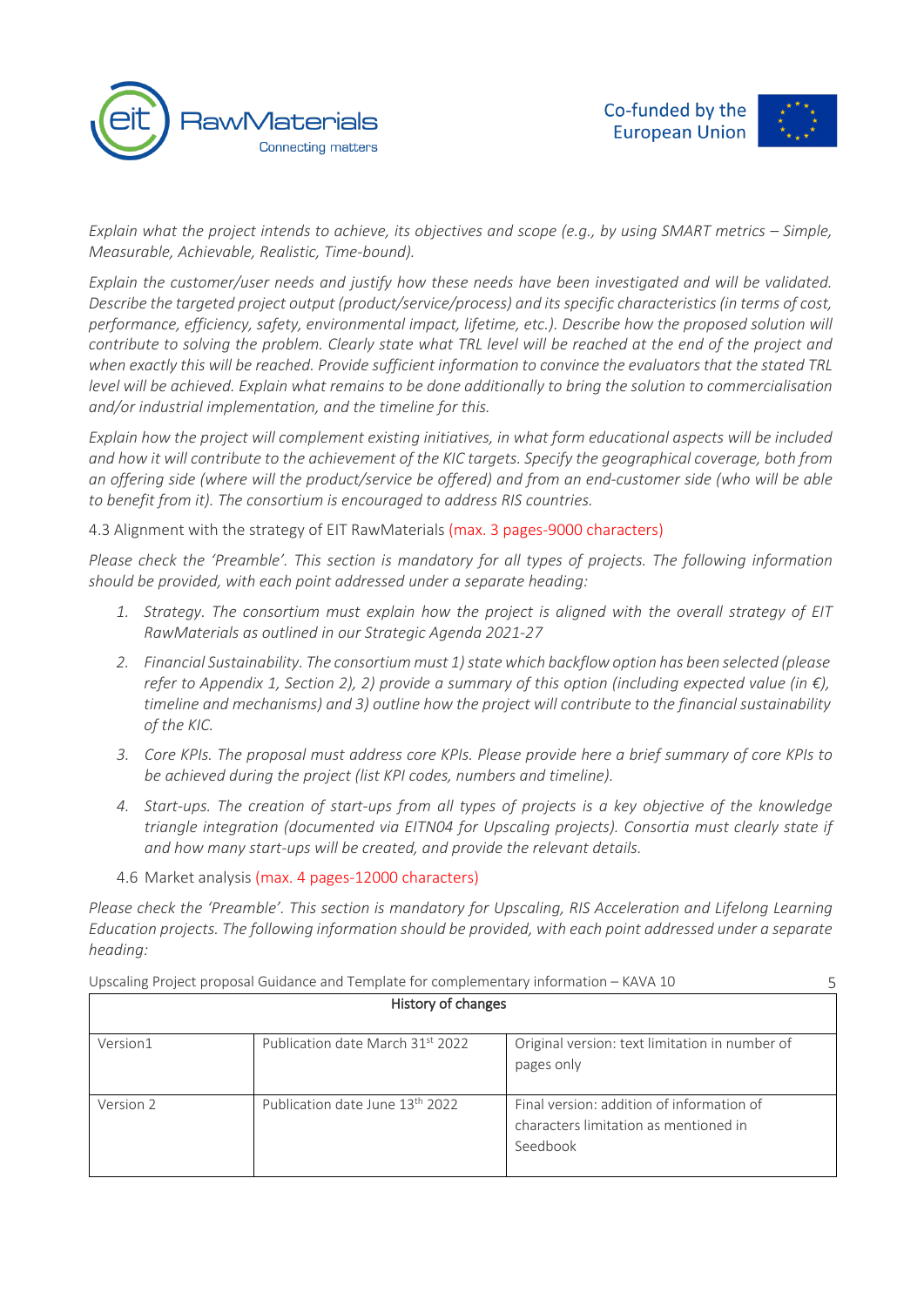*Explain what the project intends to achieve, its objectives and scope (e.g., by using SMART metrics – Simple, Measurable, Achievable, Realistic, Time-bound).*

*Explain the customer/user needs and justify how these needs have been investigated and will be validated. Describe the targeted project output (product/service/process) and its specific characteristics (in terms of cost, performance, efficiency, safety, environmental impact, lifetime, etc.). Describe how the proposed solution will contribute to solving the problem. Clearly state what TRL level will be reached at the end of the project and when exactly this will be reached. Provide sufficient information to convince the evaluators that the stated TRL level will be achieved. Explain what remains to be done additionally to bring the solution to commercialisation and/or industrial implementation, and the timeline for this.*

*Explain how the project will complement existing initiatives, in what form educational aspects will be included and how it will contribute to the achievement of the KIC targets. Specify the geographical coverage, both from an offering side (where will the product/service be offered) and from an end-customer side (who will be able to benefit from it). The consortium is encouraged to address RIS countries.*

4.3 Alignment with the strategy of EIT RawMaterials (max. 3 pages-9000 characters)

*Please check the 'Preamble'. This section is mandatory for all types of projects. The following information should be provided, with each point addressed under a separate heading:*

1. *Strategy. The consortium must explain how the project is aligned with the overall strategy of EIT RawMaterials as outlined in our Strategic Agenda 2021-27*
2. *Financial Sustainability. The consortium must 1) state which backflow option has been selected (please refer to Appendix 1, Section 2), 2) provide a summary of this option (including expected value (in €), timeline and mechanisms) and 3) outline how the project will contribute to the financial sustainability of the KIC.*
3. *Core KPIs. The proposal must address core KPIs. Please provide here a brief summary of core KPIs to be achieved during the project (list KPI codes, numbers and timeline).*
4. *Start-ups. The creation of start-ups from all types of projects is a key objective of the knowledge triangle integration (documented via EITN04 for Upscaling projects). Consortia must clearly state if and how many start-ups will be created, and provide the relevant details.*

4.6 Market analysis (max. 4 pages-12000 characters)

*Please check the 'Preamble'. This section is mandatory for Upscaling, RIS Acceleration and Lifelong Learning Education projects. The following information should be provided, with each point addressed under a separate heading:*

| History of changes | | |
|---|---|---|
| Version1 | Publication date March 31st 2022 | Original version: text limitation in number of pages only |
| Version 2 | Publication date June 13th 2022 | Final version: addition of information of characters limitation as mentioned in Seedbook |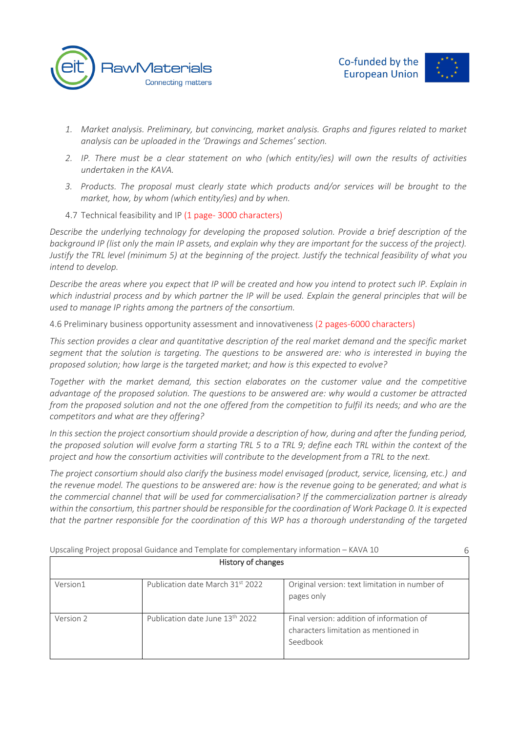1. *Market analysis. Preliminary, but convincing, market analysis. Graphs and figures related to market analysis can be uploaded in the 'Drawings and Schemes' section.*
2. *IP. There must be a clear statement on who (which entity/ies) will own the results of activities undertaken in the KAVA.*
3. *Products. The proposal must clearly state which products and/or services will be brought to the market, how, by whom (which entity/ies) and by when.*

### 4.7 Technical feasibility and IP (1 page- 3000 characters)

*Describe the underlying technology for developing the proposed solution. Provide a brief description of the background IP (list only the main IP assets, and explain why they are important for the success of the project). Justify the TRL level (minimum 5) at the beginning of the project. Justify the technical feasibility of what you intend to develop.*

*Describe the areas where you expect that IP will be created and how you intend to protect such IP. Explain in which industrial process and by which partner the IP will be used. Explain the general principles that will be used to manage IP rights among the partners of the consortium.*

### 4.6 Preliminary business opportunity assessment and innovativeness (2 pages-6000 characters)

*This section provides a clear and quantitative description of the real market demand and the specific market segment that the solution is targeting. The questions to be answered are: who is interested in buying the proposed solution; how large is the targeted market; and how is this expected to evolve?*

*Together with the market demand, this section elaborates on the customer value and the competitive advantage of the proposed solution. The questions to be answered are: why would a customer be attracted from the proposed solution and not the one offered from the competition to fulfil its needs; and who are the competitors and what are they offering?*

*In this section the project consortium should provide a description of how, during and after the funding period, the proposed solution will evolve form a starting TRL 5 to a TRL 9; define each TRL within the context of the project and how the consortium activities will contribute to the development from a TRL to the next.*

*The project consortium should also clarify the business model envisaged (product, service, licensing, etc.) and the revenue model. The questions to be answered are: how is the revenue going to be generated; and what is the commercial channel that will be used for commercialisation? If the commercialization partner is already within the consortium, this partner should be responsible for the coordination of Work Package 0. It is expected that the partner responsible for the coordination of this WP has a thorough understanding of the targeted*

| History of changes | | |
|---|---|---|
| Version1 | Publication date March 31st 2022 | Original version: text limitation in number of pages only |
| Version 2 | Publication date June 13th 2022 | Final version: addition of information of characters limitation as mentioned in Seedbook |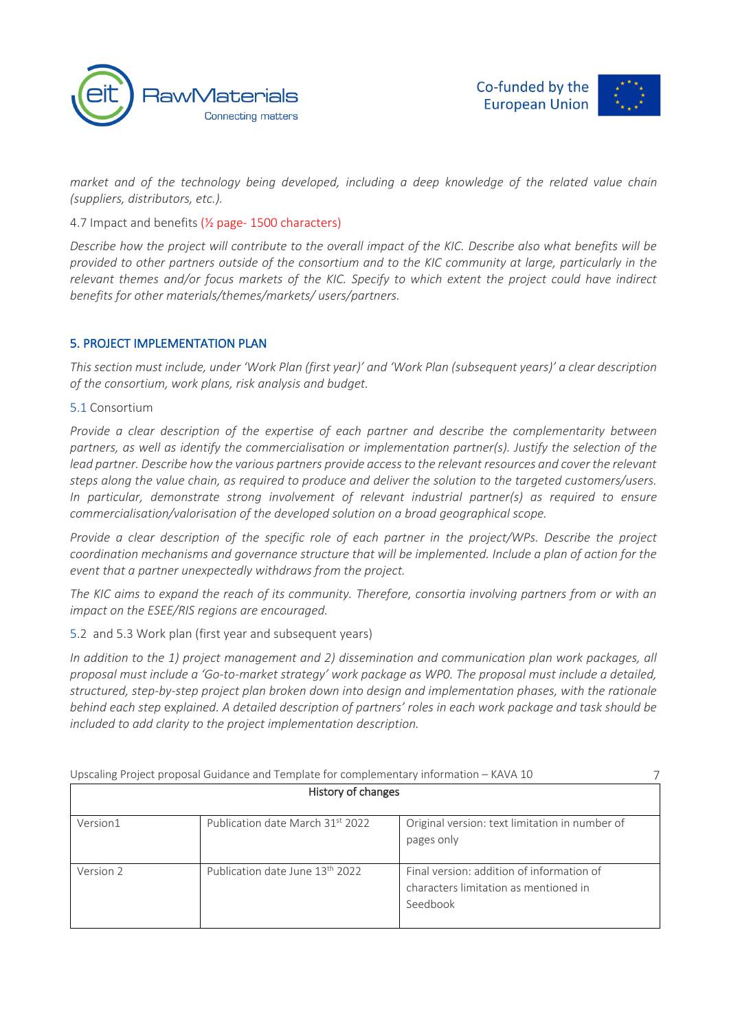*market and of the technology being developed, including a deep knowledge of the related value chain (suppliers, distributors, etc.).*

4.7 Impact and benefits (½ page- 1500 characters)

*Describe how the project will contribute to the overall impact of the KIC. Describe also what benefits will be provided to other partners outside of the consortium and to the KIC community at large, particularly in the relevant themes and/or focus markets of the KIC. Specify to which extent the project could have indirect benefits for other materials/themes/markets/ users/partners.*

## 5. PROJECT IMPLEMENTATION PLAN

*This section must include, under 'Work Plan (first year)' and 'Work Plan (subsequent years)' a clear description of the consortium, work plans, risk analysis and budget.*

5.1 Consortium

*Provide a clear description of the expertise of each partner and describe the complementarity between partners, as well as identify the commercialisation or implementation partner(s). Justify the selection of the lead partner. Describe how the various partners provide access to the relevant resources and cover the relevant steps along the value chain, as required to produce and deliver the solution to the targeted customers/users. In particular, demonstrate strong involvement of relevant industrial partner(s) as required to ensure commercialisation/valorisation of the developed solution on a broad geographical scope.*

*Provide a clear description of the specific role of each partner in the project/WPs. Describe the project coordination mechanisms and governance structure that will be implemented. Include a plan of action for the event that a partner unexpectedly withdraws from the project.*

*The KIC aims to expand the reach of its community. Therefore, consortia involving partners from or with an impact on the ESEE/RIS regions are encouraged.*

5.2 and 5.3 Work plan (first year and subsequent years)

*In addition to the 1) project management and 2) dissemination and communication plan work packages, all proposal must include a 'Go-to-market strategy' work package as WP0. The proposal must include a detailed, structured, step-by-step project plan broken down into design and implementation phases, with the rationale behind each step explained. A detailed description of partners' roles in each work package and task should be included to add clarity to the project implementation description.*

| History of changes | | |
|---|---|---|
| Version1 | Publication date March 31st 2022 | Original version: text limitation in number of pages only |
| Version 2 | Publication date June 13th 2022 | Final version: addition of information of characters limitation as mentioned in Seedbook |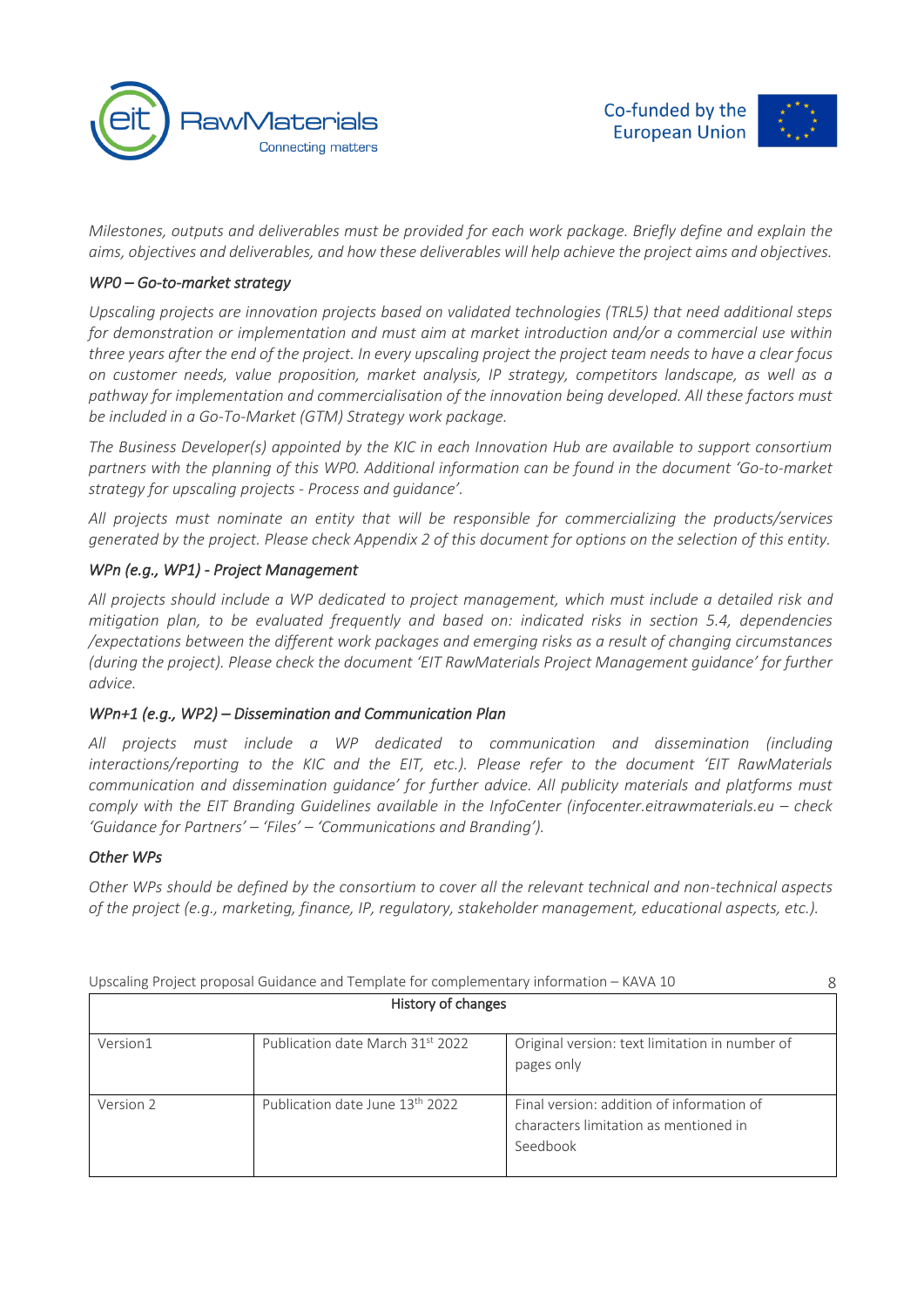*Milestones, outputs and deliverables must be provided for each work package. Briefly define and explain the aims, objectives and deliverables, and how these deliverables will help achieve the project aims and objectives.*

### *WP0 – Go-to-market strategy*

*Upscaling projects are innovation projects based on validated technologies (TRL5) that need additional steps for demonstration or implementation and must aim at market introduction and/or a commercial use within three years after the end of the project. In every upscaling project the project team needs to have a clear focus on customer needs, value proposition, market analysis, IP strategy, competitors landscape, as well as a pathway for implementation and commercialisation of the innovation being developed. All these factors must be included in a Go-To-Market (GTM) Strategy work package.*

*The Business Developer(s) appointed by the KIC in each Innovation Hub are available to support consortium partners with the planning of this WP0. Additional information can be found in the document 'Go-to-market strategy for upscaling projects - Process and guidance'.*

*All projects must nominate an entity that will be responsible for commercializing the products/services generated by the project. Please check Appendix 2 of this document for options on the selection of this entity.*

### *WPn (e.g., WP1) - Project Management*

*All projects should include a WP dedicated to project management, which must include a detailed risk and mitigation plan, to be evaluated frequently and based on: indicated risks in section 5.4, dependencies /expectations between the different work packages and emerging risks as a result of changing circumstances (during the project). Please check the document 'EIT RawMaterials Project Management guidance' for further advice.*

### *WPn+1 (e.g., WP2) – Dissemination and Communication Plan*

*All projects must include a WP dedicated to communication and dissemination (including interactions/reporting to the KIC and the EIT, etc.). Please refer to the document 'EIT RawMaterials communication and dissemination guidance' for further advice. All publicity materials and platforms must comply with the EIT Branding Guidelines available in the InfoCenter (infocenter.eitrawmaterials.eu – check 'Guidance for Partners' – 'Files' – 'Communications and Branding').*

### *Other WPs*

*Other WPs should be defined by the consortium to cover all the relevant technical and non-technical aspects of the project (e.g., marketing, finance, IP, regulatory, stakeholder management, educational aspects, etc.).*

| History of changes | | |
|---|---|---|
| Version1 | Publication date March 31st 2022 | Original version: text limitation in number of pages only |
| Version 2 | Publication date June 13th 2022 | Final version: addition of information of characters limitation as mentioned in Seedbook |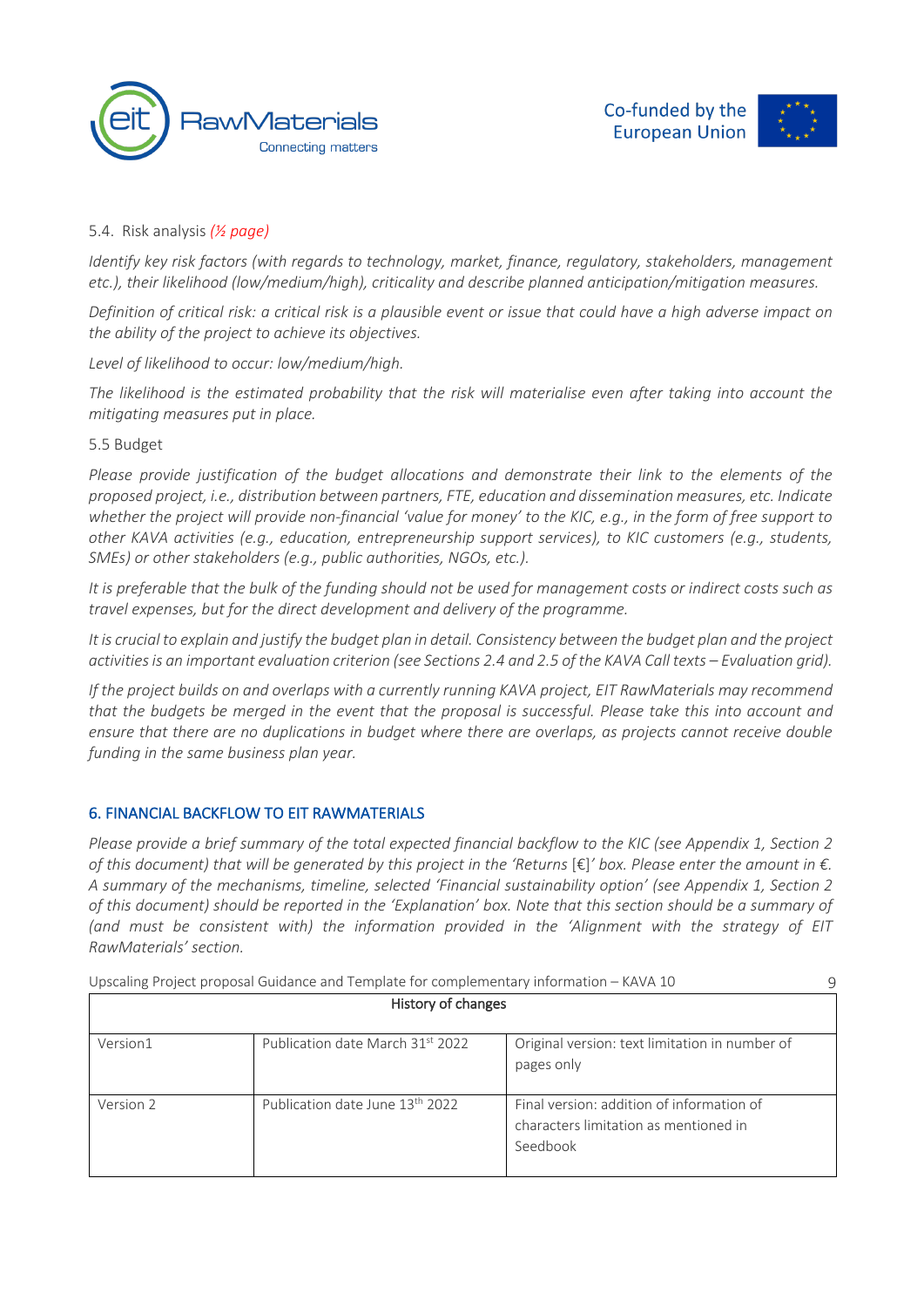### 5.4. Risk analysis *(½ page)*

*Identify key risk factors (with regards to technology, market, finance, regulatory, stakeholders, management etc.), their likelihood (low/medium/high), criticality and describe planned anticipation/mitigation measures.*

*Definition of critical risk: a critical risk is a plausible event or issue that could have a high adverse impact on the ability of the project to achieve its objectives.*

*Level of likelihood to occur: low/medium/high.*

*The likelihood is the estimated probability that the risk will materialise even after taking into account the mitigating measures put in place.*

### 5.5 Budget

*Please provide justification of the budget allocations and demonstrate their link to the elements of the proposed project, i.e., distribution between partners, FTE, education and dissemination measures, etc. Indicate whether the project will provide non-financial 'value for money' to the KIC, e.g., in the form of free support to other KAVA activities (e.g., education, entrepreneurship support services), to KIC customers (e.g., students, SMEs) or other stakeholders (e.g., public authorities, NGOs, etc.).*

*It is preferable that the bulk of the funding should not be used for management costs or indirect costs such as travel expenses, but for the direct development and delivery of the programme.*

*It is crucial to explain and justify the budget plan in detail. Consistency between the budget plan and the project activities is an important evaluation criterion (see Sections 2.4 and 2.5 of the KAVA Call texts – Evaluation grid).*

*If the project builds on and overlaps with a currently running KAVA project, EIT RawMaterials may recommend that the budgets be merged in the event that the proposal is successful. Please take this into account and ensure that there are no duplications in budget where there are overlaps, as projects cannot receive double funding in the same business plan year.*

## 6. FINANCIAL BACKFLOW TO EIT RAWMATERIALS

*Please provide a brief summary of the total expected financial backflow to the KIC (see Appendix 1, Section 2 of this document) that will be generated by this project in the 'Returns [€]' box. Please enter the amount in €. A summary of the mechanisms, timeline, selected 'Financial sustainability option' (see Appendix 1, Section 2 of this document) should be reported in the 'Explanation' box. Note that this section should be a summary of (and must be consistent with) the information provided in the 'Alignment with the strategy of EIT RawMaterials' section.*

| History of changes | | |
|---|---|---|
| Version1 | Publication date March 31st 2022 | Original version: text limitation in number of pages only |
| Version 2 | Publication date June 13th 2022 | Final version: addition of information of characters limitation as mentioned in Seedbook |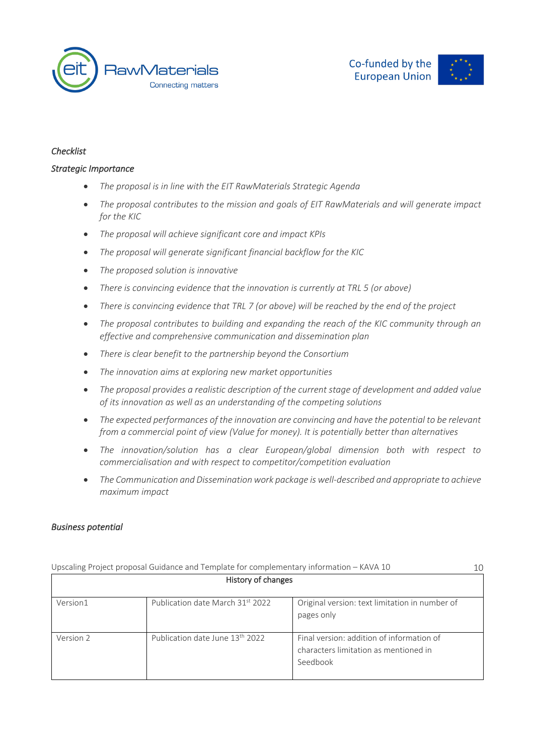*Checklist*

*Strategic Importance*

- *The proposal is in line with the EIT RawMaterials Strategic Agenda*
- *The proposal contributes to the mission and goals of EIT RawMaterials and will generate impact for the KIC*
- *The proposal will achieve significant core and impact KPIs*
- *The proposal will generate significant financial backflow for the KIC*
- *The proposed solution is innovative*
- *There is convincing evidence that the innovation is currently at TRL 5 (or above)*
- *There is convincing evidence that TRL 7 (or above) will be reached by the end of the project*
- *The proposal contributes to building and expanding the reach of the KIC community through an effective and comprehensive communication and dissemination plan*
- *There is clear benefit to the partnership beyond the Consortium*
- *The innovation aims at exploring new market opportunities*
- *The proposal provides a realistic description of the current stage of development and added value of its innovation as well as an understanding of the competing solutions*
- *The expected performances of the innovation are convincing and have the potential to be relevant from a commercial point of view (Value for money). It is potentially better than alternatives*
- *The innovation/solution has a clear European/global dimension both with respect to commercialisation and with respect to competitor/competition evaluation*
- *The Communication and Dissemination work package is well-described and appropriate to achieve maximum impact*

*Business potential*

| History of changes | | |
|---|---|---|
| Version1 | Publication date March 31st 2022 | Original version: text limitation in number of pages only |
| Version 2 | Publication date June 13th 2022 | Final version: addition of information of characters limitation as mentioned in Seedbook |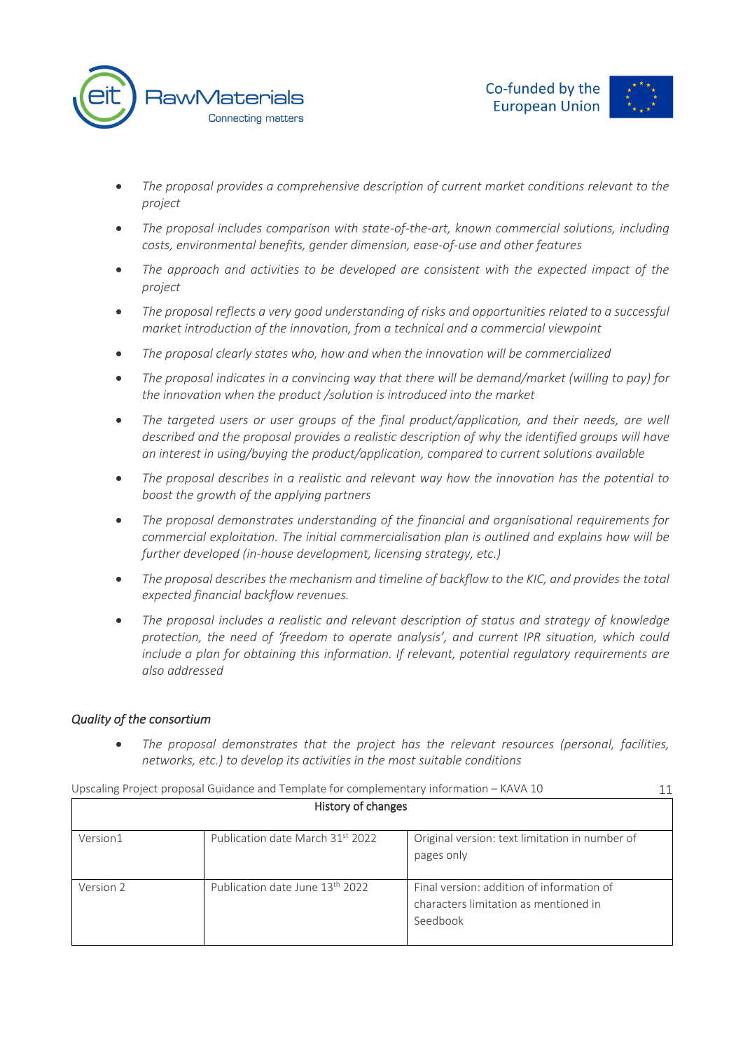- *The proposal provides a comprehensive description of current market conditions relevant to the project*
- *The proposal includes comparison with state-of-the-art, known commercial solutions, including costs, environmental benefits, gender dimension, ease-of-use and other features*
- *The approach and activities to be developed are consistent with the expected impact of the project*
- *The proposal reflects a very good understanding of risks and opportunities related to a successful market introduction of the innovation, from a technical and a commercial viewpoint*
- *The proposal clearly states who, how and when the innovation will be commercialized*
- *The proposal indicates in a convincing way that there will be demand/market (willing to pay) for the innovation when the product /solution is introduced into the market*
- *The targeted users or user groups of the final product/application, and their needs, are well described and the proposal provides a realistic description of why the identified groups will have an interest in using/buying the product/application, compared to current solutions available*
- *The proposal describes in a realistic and relevant way how the innovation has the potential to boost the growth of the applying partners*
- *The proposal demonstrates understanding of the financial and organisational requirements for commercial exploitation. The initial commercialisation plan is outlined and explains how will be further developed (in-house development, licensing strategy, etc.)*
- *The proposal describes the mechanism and timeline of backflow to the KIC, and provides the total expected financial backflow revenues.*
- *The proposal includes a realistic and relevant description of status and strategy of knowledge protection, the need of 'freedom to operate analysis', and current IPR situation, which could include a plan for obtaining this information. If relevant, potential regulatory requirements are also addressed*

*Quality of the consortium*

- *The proposal demonstrates that the project has the relevant resources (personal, facilities, networks, etc.) to develop its activities in the most suitable conditions*

| History of changes | | |
|---|---|---|
| Version1 | Publication date March 31st 2022 | Original version: text limitation in number of pages only |
| Version 2 | Publication date June 13th 2022 | Final version: addition of information of characters limitation as mentioned in Seedbook |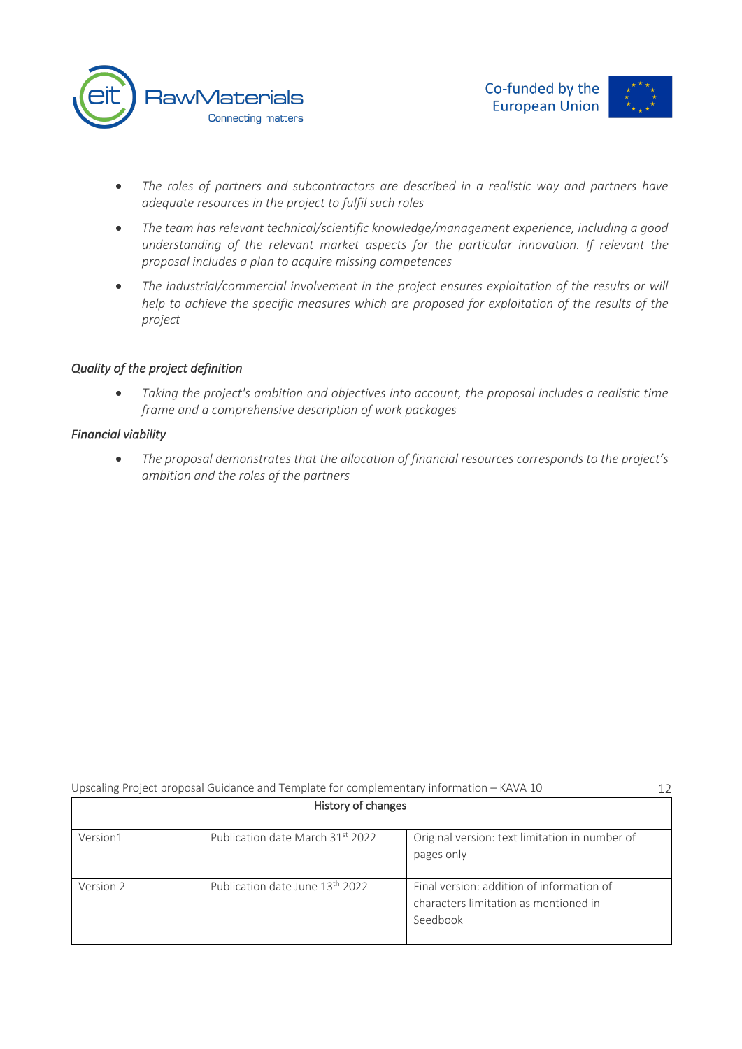- *The roles of partners and subcontractors are described in a realistic way and partners have adequate resources in the project to fulfil such roles*
- *The team has relevant technical/scientific knowledge/management experience, including a good understanding of the relevant market aspects for the particular innovation. If relevant the proposal includes a plan to acquire missing competences*
- *The industrial/commercial involvement in the project ensures exploitation of the results or will help to achieve the specific measures which are proposed for exploitation of the results of the project*

*Quality of the project definition*

- *Taking the project's ambition and objectives into account, the proposal includes a realistic time frame and a comprehensive description of work packages*

*Financial viability*

- *The proposal demonstrates that the allocation of financial resources corresponds to the project's ambition and the roles of the partners*

| History of changes | | |
|---|---|---|
| Version1 | Publication date March 31st 2022 | Original version: text limitation in number of pages only |
| Version 2 | Publication date June 13th 2022 | Final version: addition of information of characters limitation as mentioned in Seedbook |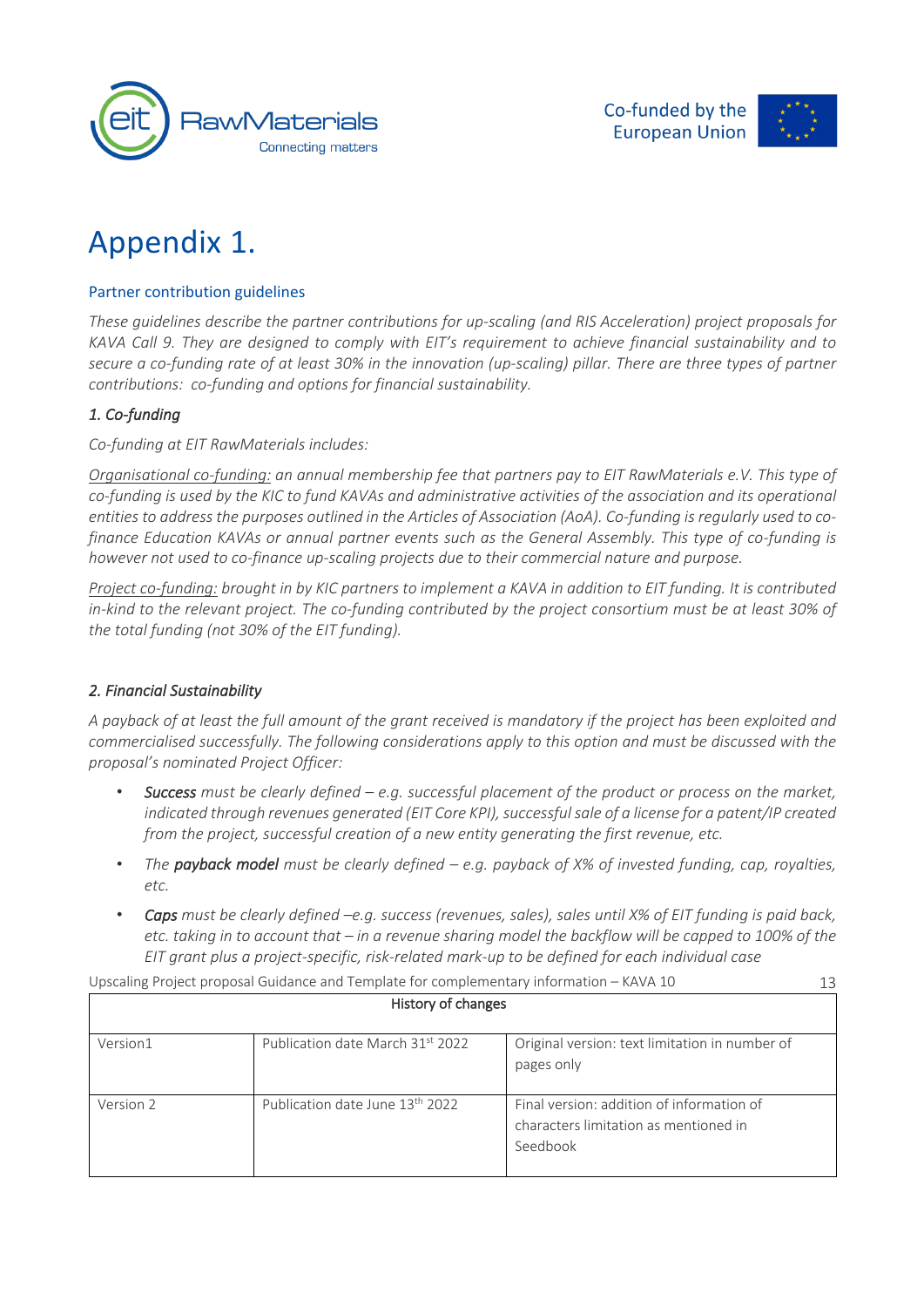# Appendix 1.

## Partner contribution guidelines

*These guidelines describe the partner contributions for up-scaling (and RIS Acceleration) project proposals for KAVA Call 9. They are designed to comply with EIT's requirement to achieve financial sustainability and to secure a co-funding rate of at least 30% in the innovation (up-scaling) pillar. There are three types of partner contributions: co-funding and options for financial sustainability.*

### *1. Co-funding*

*Co-funding at EIT RawMaterials includes:*

*Organisational co-funding: an annual membership fee that partners pay to EIT RawMaterials e.V. This type of co-funding is used by the KIC to fund KAVAs and administrative activities of the association and its operational entities to address the purposes outlined in the Articles of Association (AoA). Co-funding is regularly used to co-finance Education KAVAs or annual partner events such as the General Assembly. This type of co-funding is however not used to co-finance up-scaling projects due to their commercial nature and purpose.*

*Project co-funding: brought in by KIC partners to implement a KAVA in addition to EIT funding. It is contributed in-kind to the relevant project. The co-funding contributed by the project consortium must be at least 30% of the total funding (not 30% of the EIT funding).*

### *2. Financial Sustainability*

*A payback of at least the full amount of the grant received is mandatory if the project has been exploited and commercialised successfully. The following considerations apply to this option and must be discussed with the proposal's nominated Project Officer:*

- ***Success** must be clearly defined – e.g. successful placement of the product or process on the market, indicated through revenues generated (EIT Core KPI), successful sale of a license for a patent/IP created from the project, successful creation of a new entity generating the first revenue, etc.*
- *The **payback model** must be clearly defined – e.g. payback of X% of invested funding, cap, royalties, etc.*
- ***Caps** must be clearly defined –e.g. success (revenues, sales), sales until X% of EIT funding is paid back, etc. taking in to account that – in a revenue sharing model the backflow will be capped to 100% of the EIT grant plus a project-specific, risk-related mark-up to be defined for each individual case*

| History of changes | | |
|---|---|---|
| Version1 | Publication date March 31st 2022 | Original version: text limitation in number of pages only |
| Version 2 | Publication date June 13th 2022 | Final version: addition of information of characters limitation as mentioned in Seedbook |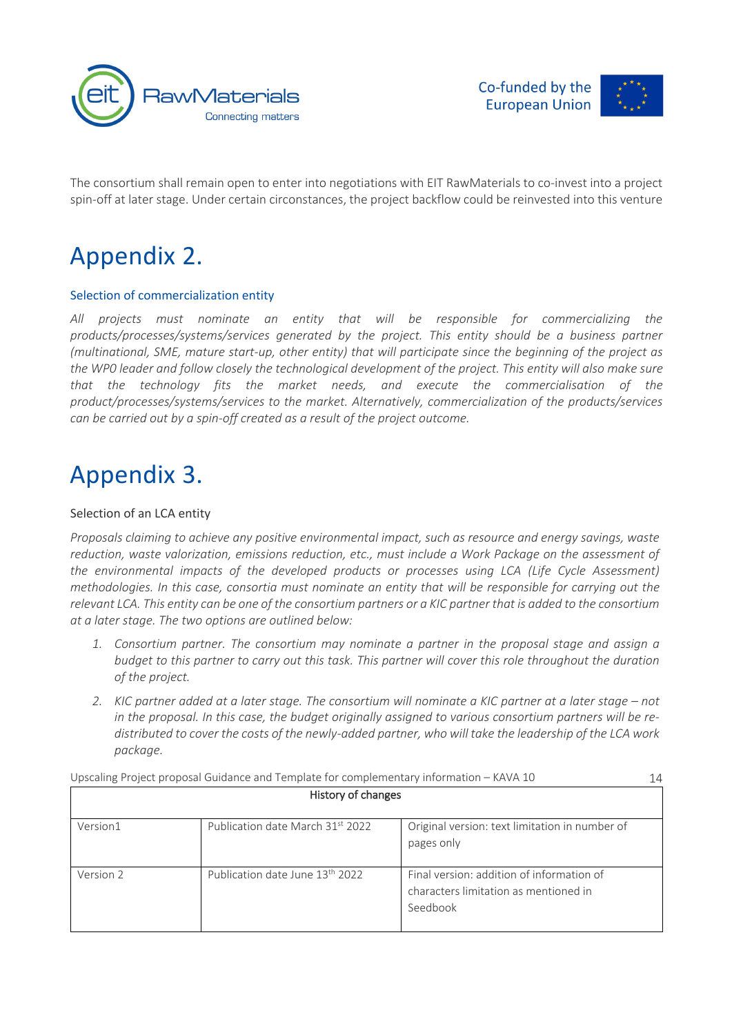The consortium shall remain open to enter into negotiations with EIT RawMaterials to co-invest into a project spin-off at later stage. Under certain circonstances, the project backflow could be reinvested into this venture

# Appendix 2.

### Selection of commercialization entity

*All projects must nominate an entity that will be responsible for commercializing the products/processes/systems/services generated by the project. This entity should be a business partner (multinational, SME, mature start-up, other entity) that will participate since the beginning of the project as the WP0 leader and follow closely the technological development of the project. This entity will also make sure that the technology fits the market needs, and execute the commercialisation of the product/processes/systems/services to the market. Alternatively, commercialization of the products/services can be carried out by a spin-off created as a result of the project outcome.*

# Appendix 3.

Selection of an LCA entity

*Proposals claiming to achieve any positive environmental impact, such as resource and energy savings, waste reduction, waste valorization, emissions reduction, etc., must include a Work Package on the assessment of the environmental impacts of the developed products or processes using LCA (Life Cycle Assessment) methodologies. In this case, consortia must nominate an entity that will be responsible for carrying out the relevant LCA. This entity can be one of the consortium partners or a KIC partner that is added to the consortium at a later stage. The two options are outlined below:*

1. *Consortium partner. The consortium may nominate a partner in the proposal stage and assign a budget to this partner to carry out this task. This partner will cover this role throughout the duration of the project.*
2. *KIC partner added at a later stage. The consortium will nominate a KIC partner at a later stage – not in the proposal. In this case, the budget originally assigned to various consortium partners will be re-distributed to cover the costs of the newly-added partner, who will take the leadership of the LCA work package.*

| History of changes | | |
|---|---|---|
| Version1 | Publication date March 31st 2022 | Original version: text limitation in number of pages only |
| Version 2 | Publication date June 13th 2022 | Final version: addition of information of characters limitation as mentioned in Seedbook |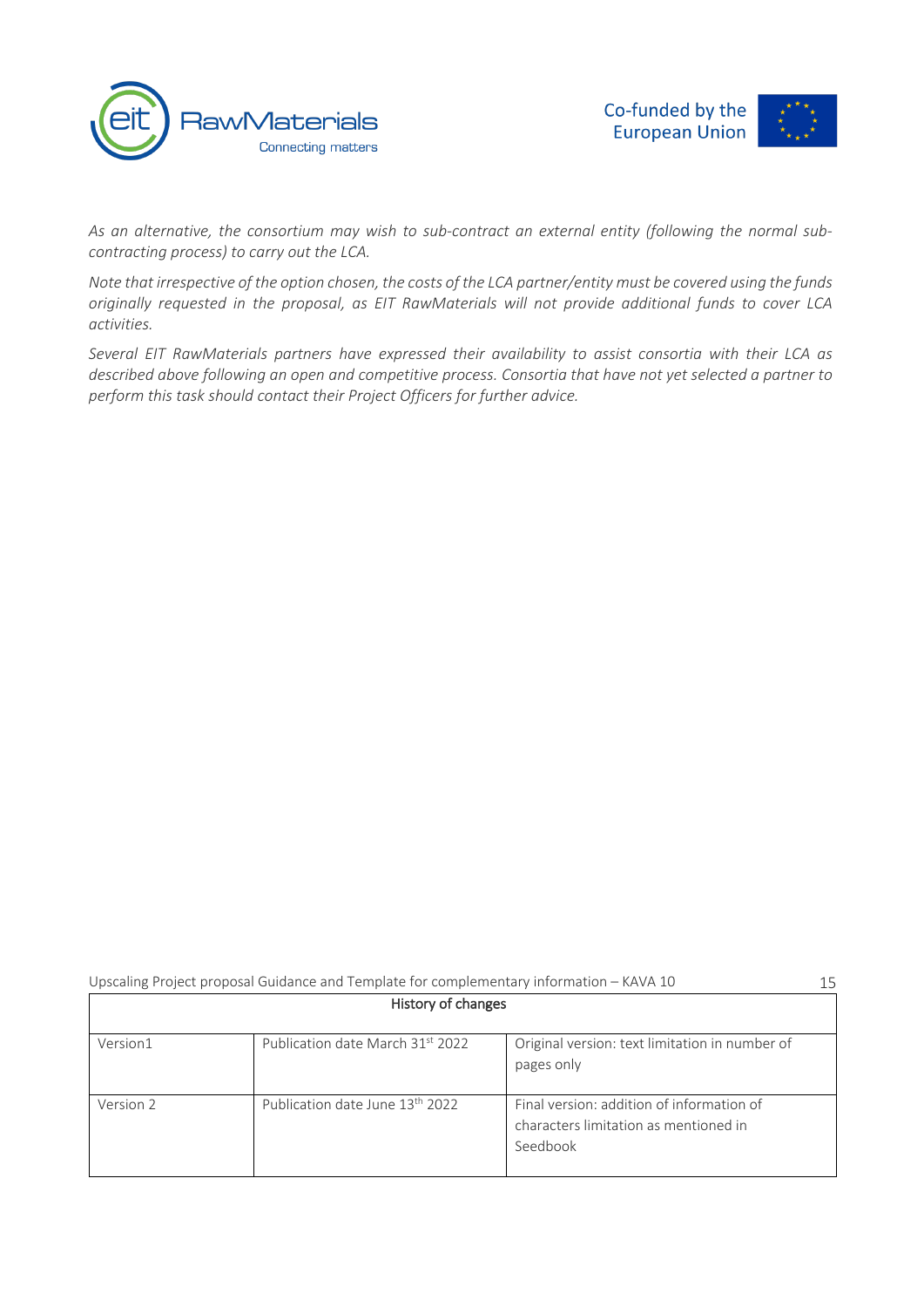*As an alternative, the consortium may wish to sub-contract an external entity (following the normal sub-contracting process) to carry out the LCA.*

*Note that irrespective of the option chosen, the costs of the LCA partner/entity must be covered using the funds originally requested in the proposal, as EIT RawMaterials will not provide additional funds to cover LCA activities.*

*Several EIT RawMaterials partners have expressed their availability to assist consortia with their LCA as described above following an open and competitive process. Consortia that have not yet selected a partner to perform this task should contact their Project Officers for further advice.*

| History of changes | | |
|---|---|---|
| Version1 | Publication date March 31st 2022 | Original version: text limitation in number of pages only |
| Version 2 | Publication date June 13th 2022 | Final version: addition of information of characters limitation as mentioned in Seedbook |